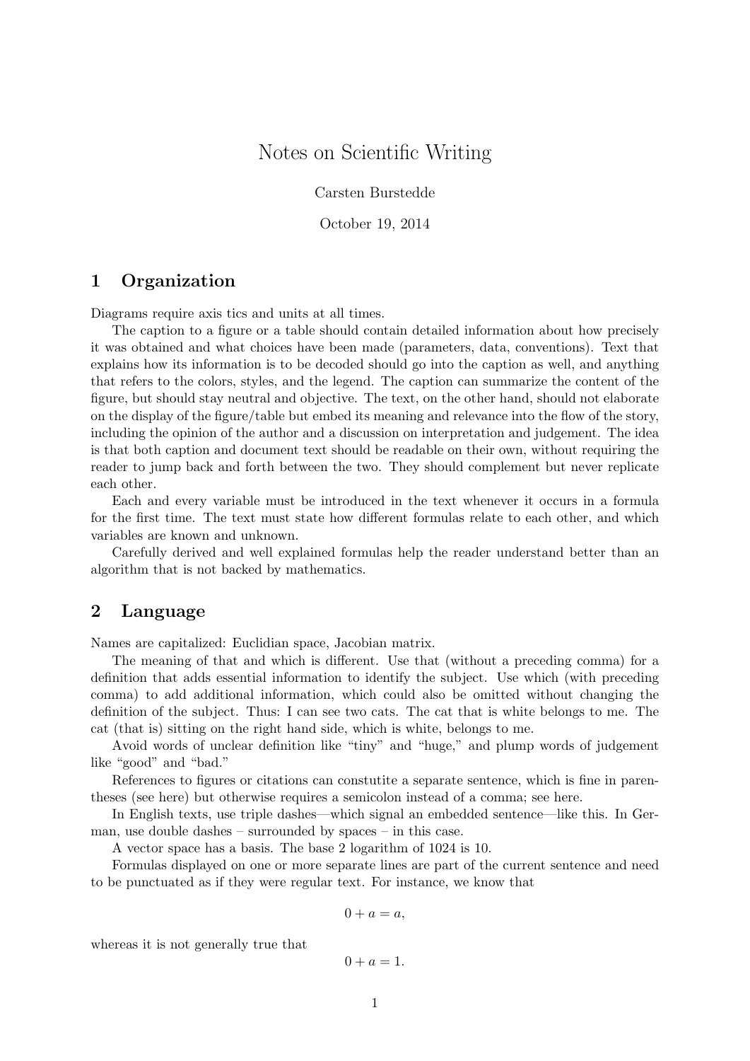# Notes on Scientific Writing

Carsten Burstedde

October 19, 2014

## 1 Organization

Diagrams require axis tics and units at all times.

The caption to a figure or a table should contain detailed information about how precisely it was obtained and what choices have been made (parameters, data, conventions). Text that explains how its information is to be decoded should go into the caption as well, and anything that refers to the colors, styles, and the legend. The caption can summarize the content of the figure, but should stay neutral and objective. The text, on the other hand, should not elaborate on the display of the figure/table but embed its meaning and relevance into the flow of the story, including the opinion of the author and a discussion on interpretation and judgement. The idea is that both caption and document text should be readable on their own, without requiring the reader to jump back and forth between the two. They should complement but never replicate each other.

Each and every variable must be introduced in the text whenever it occurs in a formula for the first time. The text must state how different formulas relate to each other, and which variables are known and unknown.

Carefully derived and well explained formulas help the reader understand better than an algorithm that is not backed by mathematics.

## 2 Language

Names are capitalized: Euclidian space, Jacobian matrix.

The meaning of that and which is different. Use that (without a preceding comma) for a definition that adds essential information to identify the subject. Use which (with preceding comma) to add additional information, which could also be omitted without changing the definition of the subject. Thus: I can see two cats. The cat that is white belongs to me. The cat (that is) sitting on the right hand side, which is white, belongs to me.

Avoid words of unclear definition like "tiny" and "huge," and plump words of judgement like "good" and "bad."

References to figures or citations can constutite a separate sentence, which is fine in parentheses (see here) but otherwise requires a semicolon instead of a comma; see here.

In English texts, use triple dashes—which signal an embedded sentence—like this. In German, use double dashes – surrounded by spaces – in this case.

A vector space has a basis. The base 2 logarithm of 1024 is 10.

Formulas displayed on one or more separate lines are part of the current sentence and need to be punctuated as if they were regular text. For instance, we know that

$$0 + a = a,$$

whereas it is not generally true that

$$0 + a = 1.$$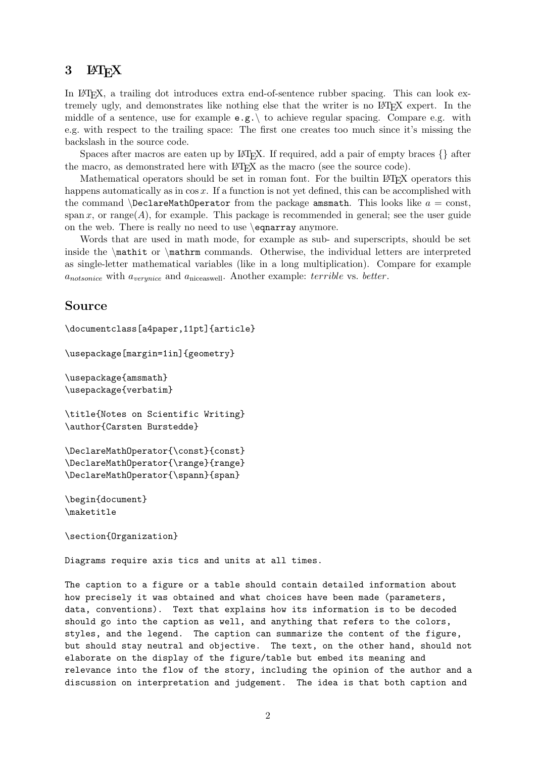## 3 LaTeX

In LaTeX, a trailing dot introduces extra end-of-sentence rubber spacing. This can look extremely ugly, and demonstrates like nothing else that the writer is no LaTeX expert. In the middle of a sentence, use for example `e.g.\` to achieve regular spacing. Compare e.g. with e.g. with respect to the trailing space: The first one creates too much since it's missing the backslash in the source code.

Spaces after macros are eaten up by LaTeX. If required, add a pair of empty braces {} after the macro, as demonstrated here with LaTeX as the macro (see the source code).

Mathematical operators should be set in roman font. For the builtin LaTeX operators this happens automatically as in $\cos x$. If a function is not yet defined, this can be accomplished with the command `\DeclareMathOperator` from the package `amsmath`. This looks like $a = \operatorname{const}$, $\operatorname{span} x$, or $\operatorname{range}(A)$, for example. This package is recommended in general; see the user guide on the web. There is really no need to use `\eqnarray` anymore.

Words that are used in math mode, for example as sub- and superscripts, should be set inside the `\mathit` or `\mathrm` commands. Otherwise, the individual letters are interpreted as single-letter mathematical variables (like in a long multiplication). Compare for example $a_{notsonice}$ with $a_{\mathit{verynice}}$ and $a_{\mathrm{niceaswell}}$. Another example: $terrible$ vs. $\mathit{better}$.

## Source

```
\documentclass[a4paper,11pt]{article}

\usepackage[margin=1in]{geometry}

\usepackage{amsmath}
\usepackage{verbatim}

\title{Notes on Scientific Writing}
\author{Carsten Burstedde}

\DeclareMathOperator{\const}{const}
\DeclareMathOperator{\range}{range}
\DeclareMathOperator{\spann}{span}

\begin{document}
\maketitle

\section{Organization}

Diagrams require axis tics and units at all times.

The caption to a figure or a table should contain detailed information about
how precisely it was obtained and what choices have been made (parameters,
data, conventions).  Text that explains how its information is to be decoded
should go into the caption as well, and anything that refers to the colors,
styles, and the legend.  The caption can summarize the content of the figure,
but should stay neutral and objective.  The text, on the other hand, should not
elaborate on the display of the figure/table but embed its meaning and
relevance into the flow of the story, including the opinion of the author and a
discussion on interpretation and judgement.  The idea is that both caption and
```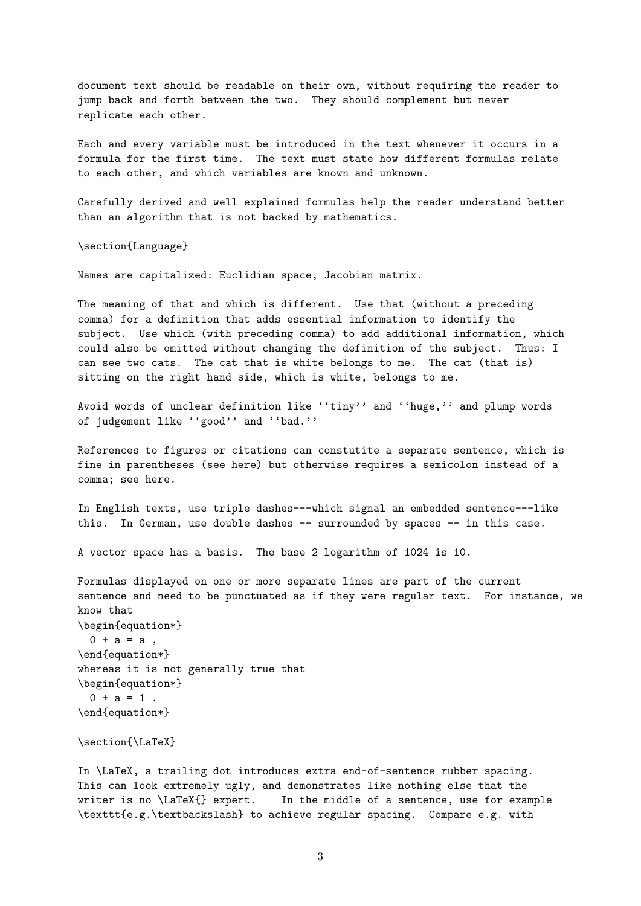document text should be readable on their own, without requiring the reader to jump back and forth between the two. They should complement but never replicate each other.

Each and every variable must be introduced in the text whenever it occurs in a formula for the first time. The text must state how different formulas relate to each other, and which variables are known and unknown.

Carefully derived and well explained formulas help the reader understand better than an algorithm that is not backed by mathematics.

\section{Language}

Names are capitalized: Euclidian space, Jacobian matrix.

The meaning of that and which is different. Use that (without a preceding comma) for a definition that adds essential information to identify the subject. Use which (with preceding comma) to add additional information, which could also be omitted without changing the definition of the subject. Thus: I can see two cats. The cat that is white belongs to me. The cat (that is) sitting on the right hand side, which is white, belongs to me.

Avoid words of unclear definition like ``tiny'' and ``huge,'' and plump words of judgement like ``good'' and ``bad.''

References to figures or citations can constutite a separate sentence, which is fine in parentheses (see here) but otherwise requires a semicolon instead of a comma; see here.

In English texts, use triple dashes---which signal an embedded sentence---like this. In German, use double dashes -- surrounded by spaces -- in this case.

A vector space has a basis. The base 2 logarithm of 1024 is 10.

Formulas displayed on one or more separate lines are part of the current sentence and need to be punctuated as if they were regular text. For instance, we know that

```
\begin{equation*}
  0 + a = a ,
\end{equation*}
```

whereas it is not generally true that

```
\begin{equation*}
  0 + a = 1 .
\end{equation*}
```

\section{\LaTeX}

In \LaTeX, a trailing dot introduces extra end-of-sentence rubber spacing. This can look extremely ugly, and demonstrates like nothing else that the writer is no \LaTeX{} expert.    In the middle of a sentence, use for example \texttt{e.g.\textbackslash} to achieve regular spacing. Compare e.g. with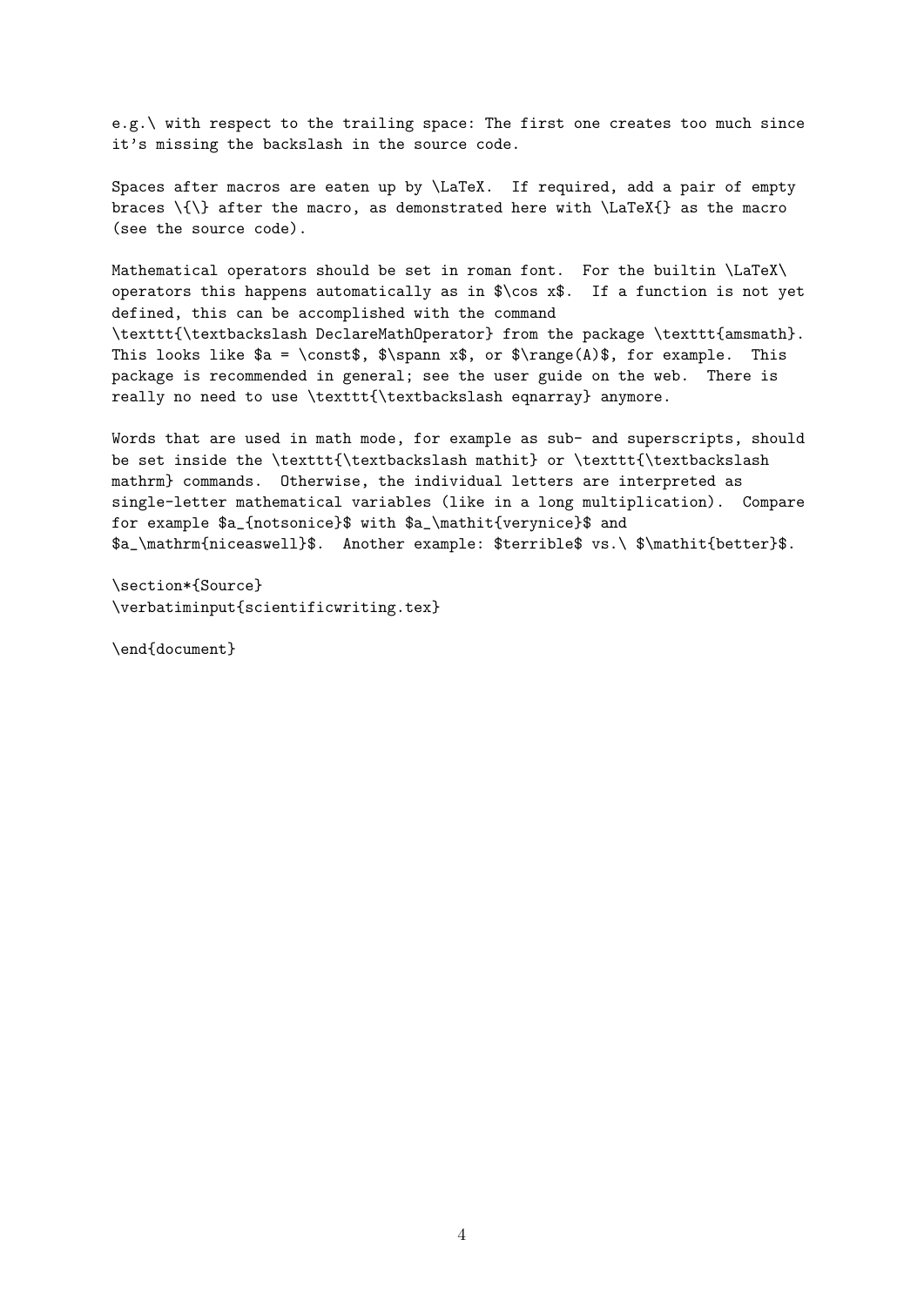```
e.g.\ with respect to the trailing space: The first one creates too much since
it's missing the backslash in the source code.

Spaces after macros are eaten up by \LaTeX.  If required, add a pair of empty
braces \{\} after the macro, as demonstrated here with \LaTeX{} as the macro
(see the source code).

Mathematical operators should be set in roman font.  For the builtin \LaTeX\
operators this happens automatically as in $\cos x$.  If a function is not yet
defined, this can be accomplished with the command
\texttt{\textbackslash DeclareMathOperator} from the package \texttt{amsmath}.
This looks like $a = \const$, $\spann x$, or $\range(A)$, for example.  This
package is recommended in general; see the user guide on the web.  There is
really no need to use \texttt{\textbackslash eqnarray} anymore.

Words that are used in math mode, for example as sub- and superscripts, should
be set inside the \texttt{\textbackslash mathit} or \texttt{\textbackslash
mathrm} commands.  Otherwise, the individual letters are interpreted as
single-letter mathematical variables (like in a long multiplication).  Compare
for example $a_{notsonice}$ with $a_\mathit{verynice}$ and
$a_\mathrm{niceaswell}$.  Another example: $terrible$ vs.\ $\mathit{better}$.

\section*{Source}
\verbatiminput{scientificwriting.tex}

\end{document}
```